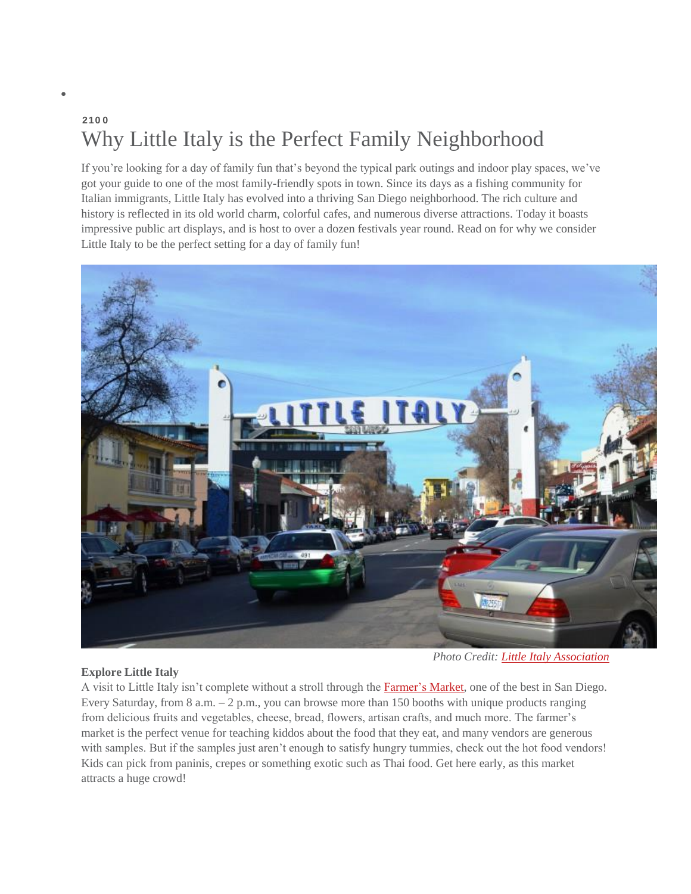2100

# Why Little Italy is the Perfect Family Neighborhood

If you're looking for a day of family fun that's beyond the typical park outings and indoor play spaces, we've got your guide to one of the most family-friendly spots in town. Since its days as a fishing community for Italian immigrants, Little Italy has evolved into a thriving San Diego neighborhood. The rich culture and history is reflected in its old world charm, colorful cafes, and numerous diverse attractions. Today it boasts impressive public art displays, and is host to over a dozen festivals year round. Read on for why we consider Little Italy to be the perfect setting for a day of family fun!

*Photo Credit: Little Italy Association*

**Explore Little Italy**

A visit to Little Italy isn't complete without a stroll through the Farmer's Market, one of the best in San Diego. Every Saturday, from 8 a.m. – 2 p.m., you can browse more than 150 booths with unique products ranging from delicious fruits and vegetables, cheese, bread, flowers, artisan crafts, and much more. The farmer's market is the perfect venue for teaching kiddos about the food that they eat, and many vendors are generous with samples. But if the samples just aren't enough to satisfy hungry tummies, check out the hot food vendors! Kids can pick from paninis, crepes or something exotic such as Thai food. Get here early, as this market attracts a huge crowd!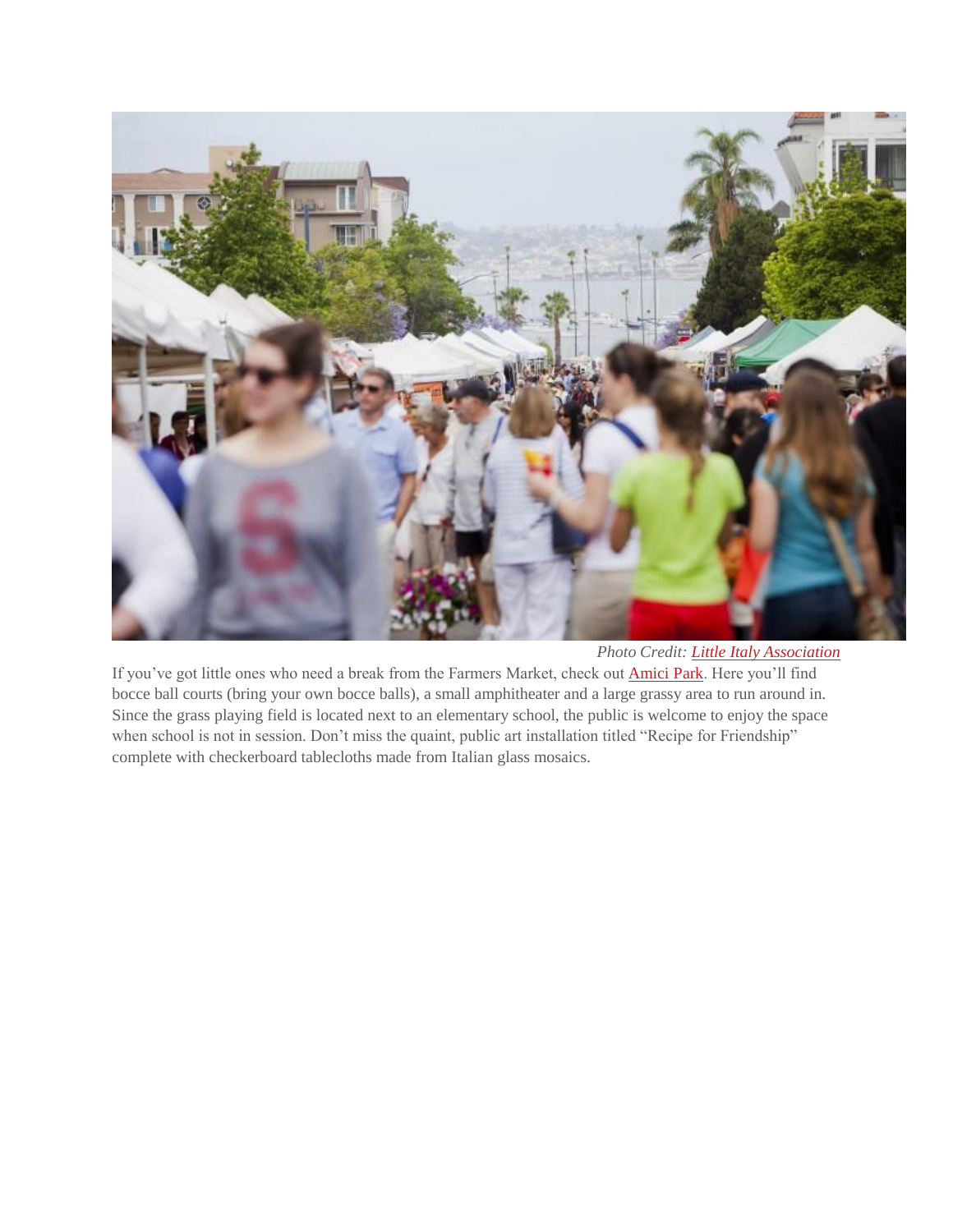*Photo Credit: [Little Italy Association]*

If you've got little ones who need a break from the Farmers Market, check out [Amici Park]. Here you'll find bocce ball courts (bring your own bocce balls), a small amphitheater and a large grassy area to run around in. Since the grass playing field is located next to an elementary school, the public is welcome to enjoy the space when school is not in session. Don't miss the quaint, public art installation titled "Recipe for Friendship" complete with checkerboard tablecloths made from Italian glass mosaics.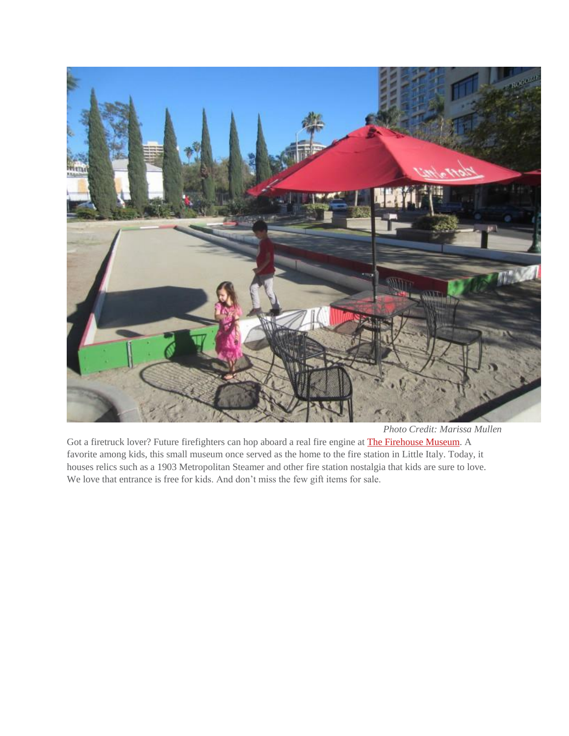*Photo Credit: Marissa Mullen*

Got a firetruck lover? Future firefighters can hop aboard a real fire engine at [The Firehouse Museum](). A favorite among kids, this small museum once served as the home to the fire station in Little Italy. Today, it houses relics such as a 1903 Metropolitan Steamer and other fire station nostalgia that kids are sure to love. We love that entrance is free for kids. And don't miss the few gift items for sale.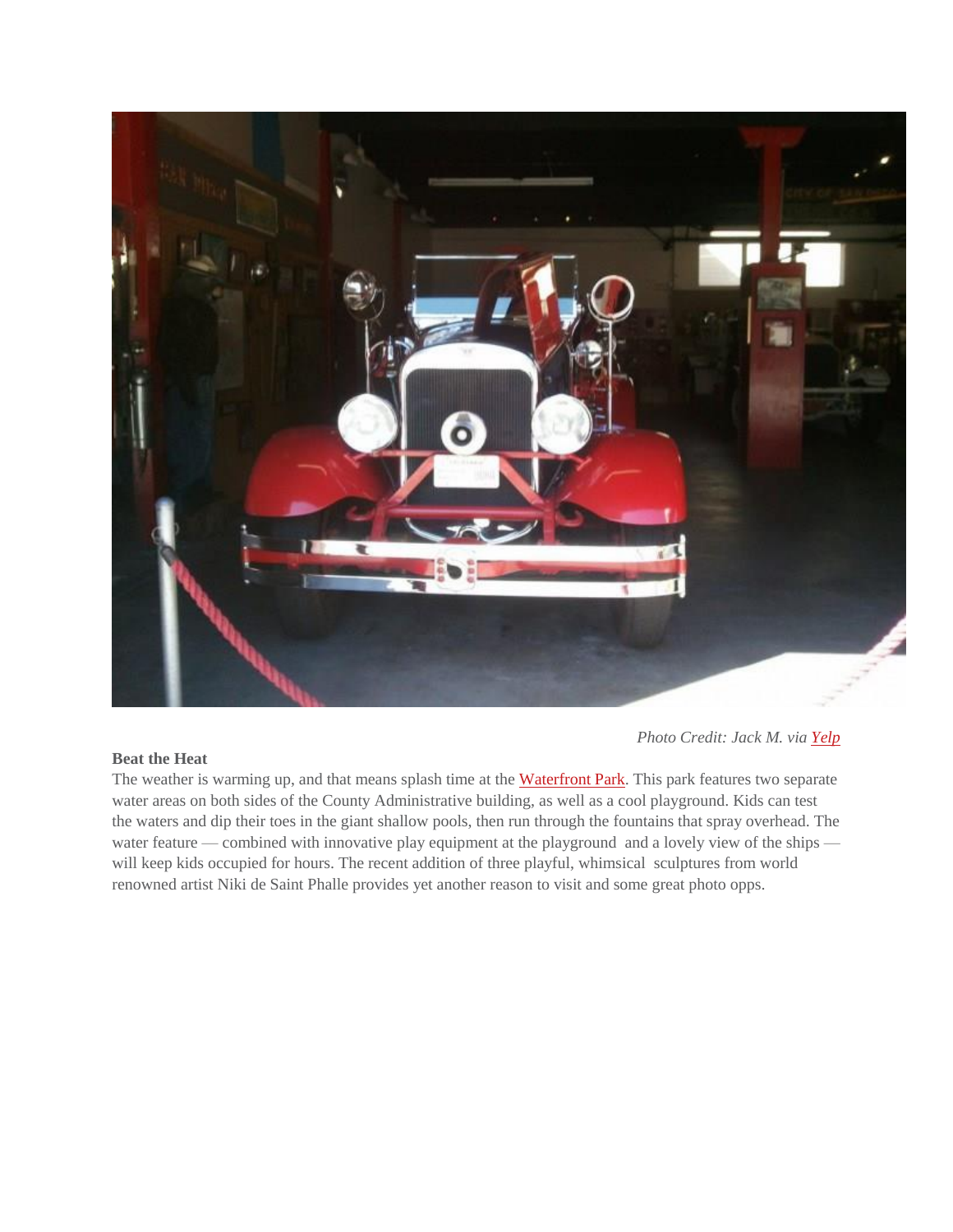*Photo Credit: Jack M. via Yelp*

**Beat the Heat**

The weather is warming up, and that means splash time at the Waterfront Park. This park features two separate water areas on both sides of the County Administrative building, as well as a cool playground. Kids can test the waters and dip their toes in the giant shallow pools, then run through the fountains that spray overhead. The water feature — combined with innovative play equipment at the playground and a lovely view of the ships — will keep kids occupied for hours. The recent addition of three playful, whimsical sculptures from world renowned artist Niki de Saint Phalle provides yet another reason to visit and some great photo opps.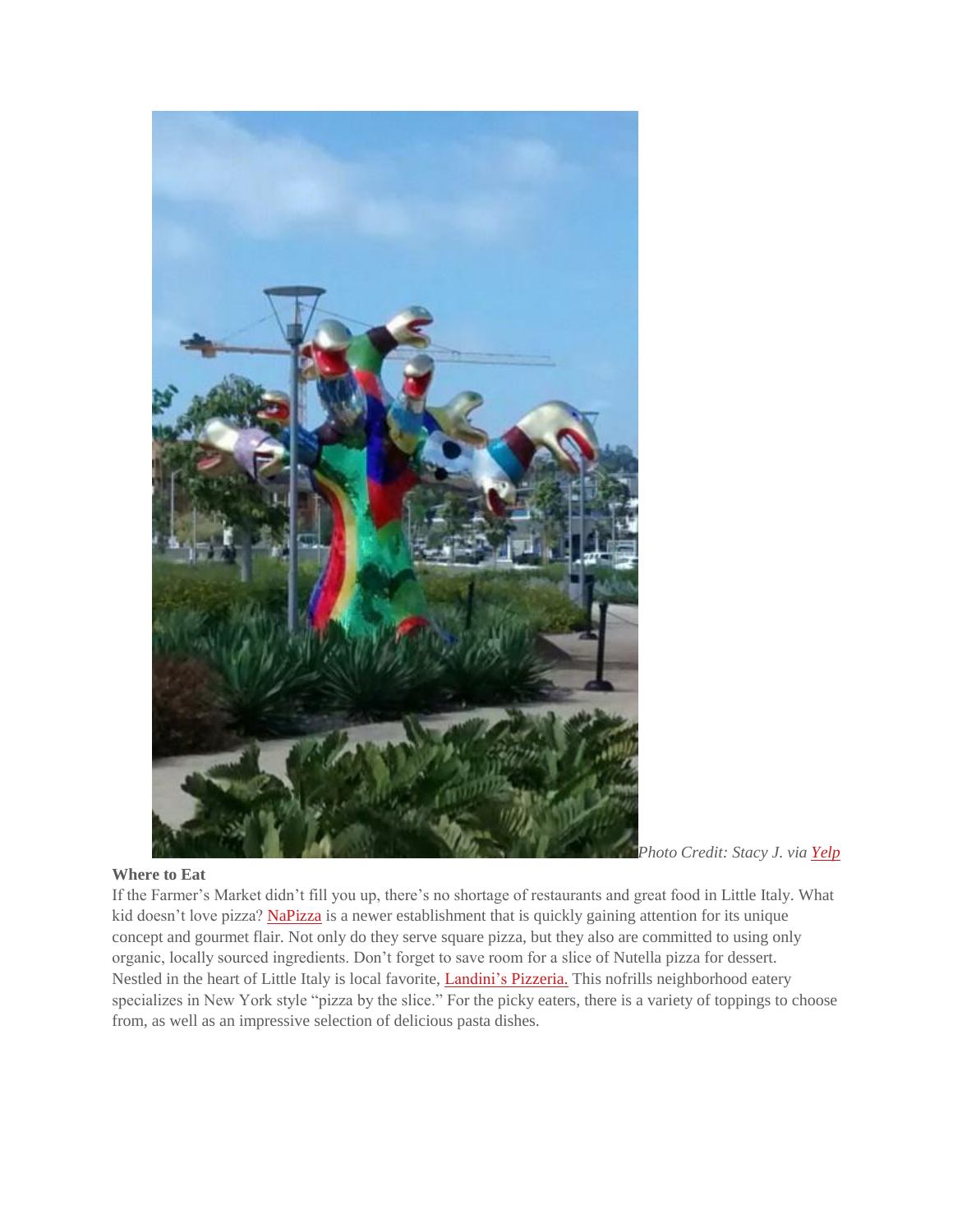*Photo Credit: Stacy J. via Yelp*

**Where to Eat**

If the Farmer's Market didn't fill you up, there's no shortage of restaurants and great food in Little Italy. What kid doesn't love pizza? NaPizza is a newer establishment that is quickly gaining attention for its unique concept and gourmet flair. Not only do they serve square pizza, but they also are committed to using only organic, locally sourced ingredients. Don't forget to save room for a slice of Nutella pizza for dessert. Nestled in the heart of Little Italy is local favorite, Landini's Pizzeria. This nofrills neighborhood eatery specializes in New York style "pizza by the slice." For the picky eaters, there is a variety of toppings to choose from, as well as an impressive selection of delicious pasta dishes.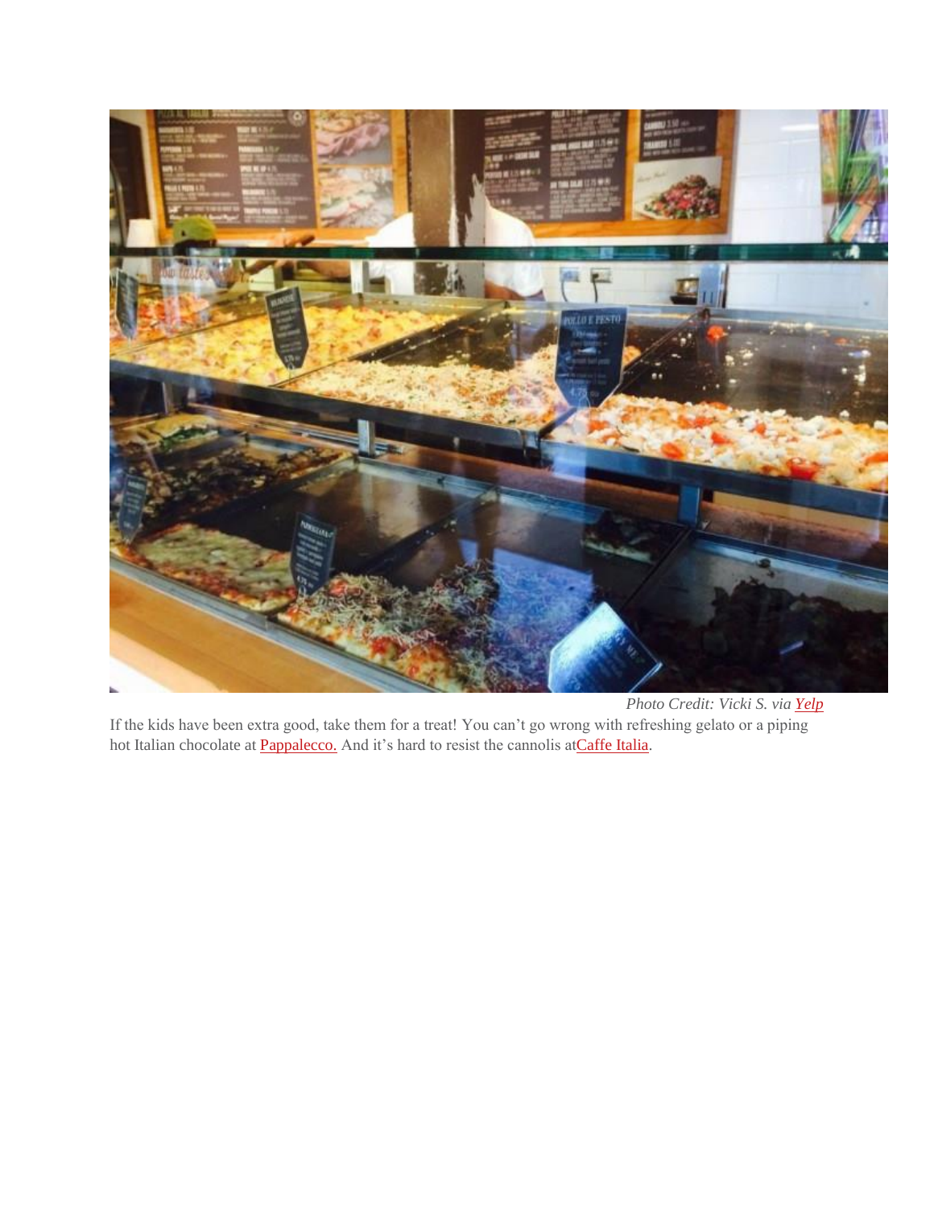*Photo Credit: Vicki S. via Yelp*

If the kids have been extra good, take them for a treat! You can’t go wrong with refreshing gelato or a piping hot Italian chocolate at Pappalecco. And it’s hard to resist the cannolis atCaffe Italia.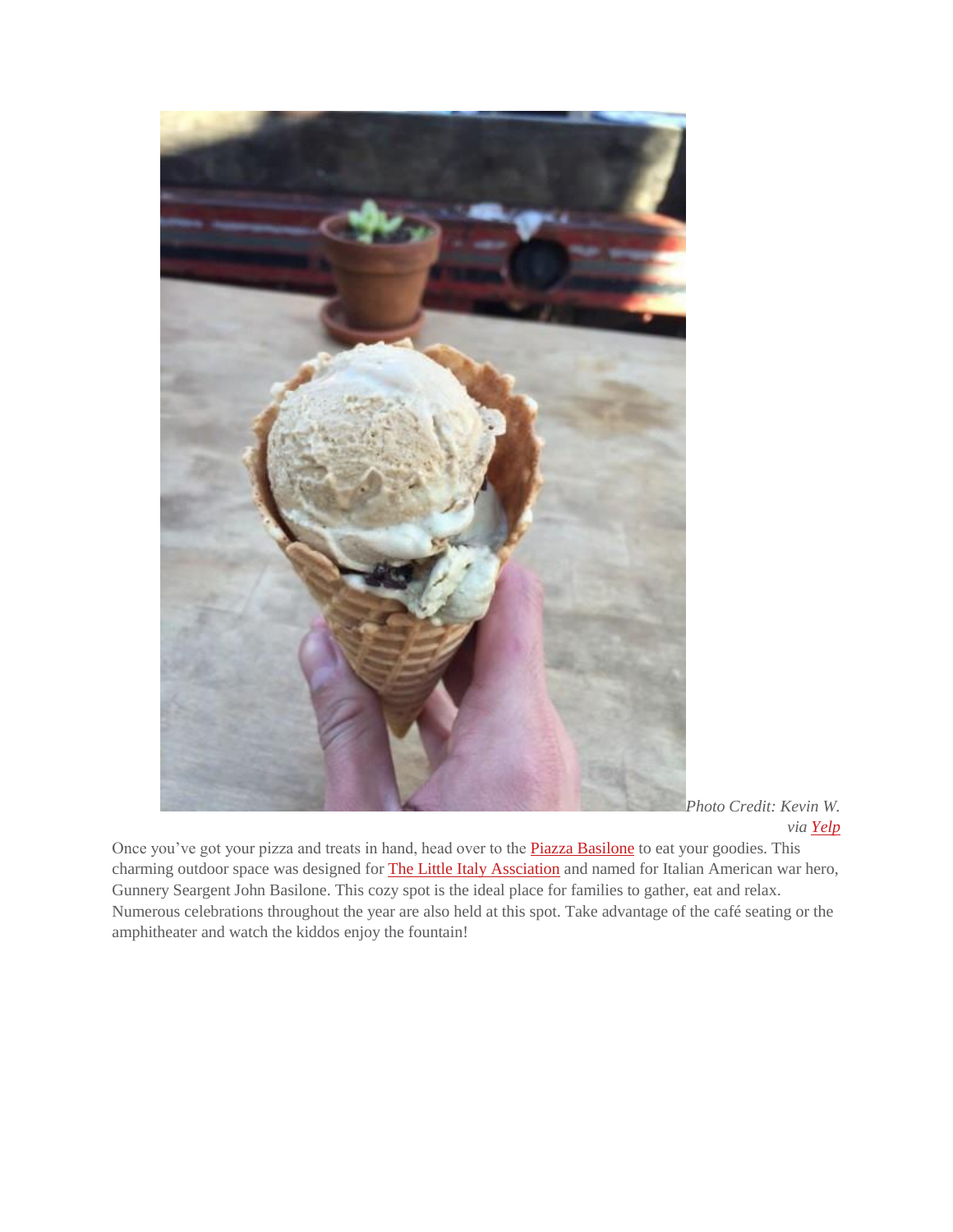*Photo Credit: Kevin W. via [Yelp]*

Once you've got your pizza and treats in hand, head over to the Piazza Basilone to eat your goodies. This charming outdoor space was designed for The Little Italy Assciation and named for Italian American war hero, Gunnery Seargent John Basilone. This cozy spot is the ideal place for families to gather, eat and relax. Numerous celebrations throughout the year are also held at this spot. Take advantage of the café seating or the amphitheater and watch the kiddos enjoy the fountain!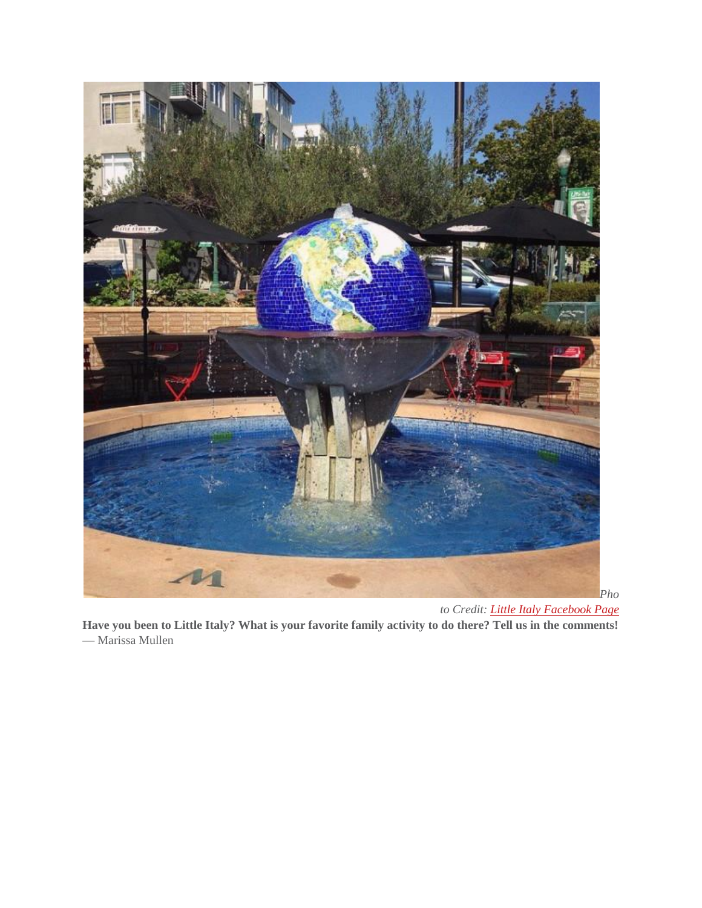*Photo Credit: Little Italy Facebook Page*

**Have you been to Little Italy? What is your favorite family activity to do there? Tell us in the comments!**

— Marissa Mullen